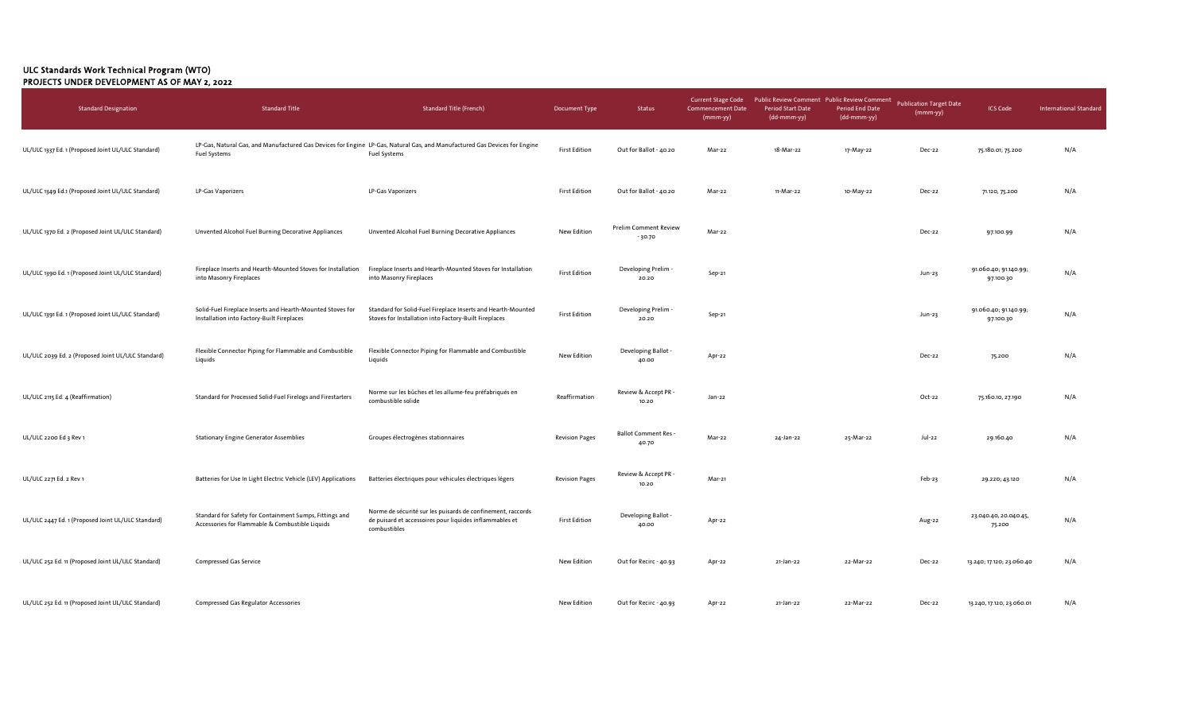**ULC Standards Work Technical Program (WTO)**
**PROJECTS UNDER DEVELOPMENT AS OF MAY 2, 2022**

| Standard Designation | Standard Title | Standard Title (French) | Document Type | Status | Current Stage Code Commencement Date (mmm-yy) | Public Review Comment Period Start Date (dd-mmm-yy) | Public Review Comment Period End Date (dd-mmm-yy) | Publication Target Date (mmm-yy) | ICS Code | International Standard |
|---|---|---|---|---|---|---|---|---|---|---|
| UL/ULC 1337 Ed. 1 (Proposed Joint UL/ULC Standard) | LP-Gas, Natural Gas, and Manufactured Gas Devices for Engine Fuel Systems | LP-Gas, Natural Gas, and Manufactured Gas Devices for Engine Fuel Systems | First Edition | Out for Ballot - 40.20 | Mar-22 | 18-Mar-22 | 17-May-22 | Dec-22 | 75.180.01; 75.200 | N/A |
| UL/ULC 1349 Ed.1 (Proposed Joint UL/ULC Standard) | LP-Gas Vaporizers | LP-Gas Vaporizers | First Edition | Out for Ballot - 40.20 | Mar-22 | 11-Mar-22 | 10-May-22 | Dec-22 | 71.120, 75.200 | N/A |
| UL/ULC 1370 Ed. 2 (Proposed Joint UL/ULC Standard) | Unvented Alcohol Fuel Burning Decorative Appliances | Unvented Alcohol Fuel Burning Decorative Appliances | New Edition | Prelim Comment Review - 30.70 | Mar-22 | | | Dec-22 | 97.100.99 | N/A |
| UL/ULC 1390 Ed. 1 (Proposed Joint UL/ULC Standard) | Fireplace Inserts and Hearth-Mounted Stoves for Installation into Masonry Fireplaces | Fireplace Inserts and Hearth-Mounted Stoves for Installation into Masonry Fireplaces | First Edition | Developing Prelim - 20.20 | Sep-21 | | | Jun-23 | 91.060.40; 91.140.99; 97.100.30 | N/A |
| UL/ULC 1391 Ed. 1 (Proposed Joint UL/ULC Standard) | Solid-Fuel Fireplace Inserts and Hearth-Mounted Stoves for Installation into Factory-Built Fireplaces | Standard for Solid-Fuel Fireplace Inserts and Hearth-Mounted Stoves for Installation into Factory-Built Fireplaces | First Edition | Developing Prelim - 20.20 | Sep-21 | | | Jun-23 | 91.060.40; 91.140.99; 97.100.30 | N/A |
| UL/ULC 2039 Ed. 2 (Proposed Joint UL/ULC Standard) | Flexible Connector Piping for Flammable and Combustible Liquids | Flexible Connector Piping for Flammable and Combustible Liquids | New Edition | Developing Ballot - 40.00 | Apr-22 | | | Dec-22 | 75.200 | N/A |
| UL/ULC 2115 Ed. 4 (Reaffirmation) | Standard for Processed Solid-Fuel Firelogs and Firestarters | Norme sur les bûches et les allume-feu préfabriqués en combustible solide | Reaffirmation | Review & Accept PR - 10.20 | Jan-22 | | | Oct-22 | 75.160.10, 27.190 | N/A |
| UL/ULC 2200 Ed 3 Rev 1 | Stationary Engine Generator Assemblies | Groupes électrogènes stationnaires | Revision Pages | Ballot Comment Res - 40.70 | Mar-22 | 24-Jan-22 | 25-Mar-22 | Jul-22 | 29.160.40 | N/A |
| UL/ULC 2271 Ed. 2 Rev 1 | Batteries for Use In Light Electric Vehicle (LEV) Applications | Batteries électriques pour véhicules électriques légers | Revision Pages | Review & Accept PR - 10.20 | Mar-21 | | | Feb-23 | 29.220; 43.120 | N/A |
| UL/ULC 2447 Ed. 1 (Proposed Joint UL/ULC Standard) | Standard for Safety for Containment Sumps, Fittings and Accessories for Flammable & Combustible Liquids | Norme de sécurité sur les puisards de confinement, raccords de puisard et accessoires pour liquides inflammables et combustibles | First Edition | Developing Ballot - 40.00 | Apr-22 | | | Aug-22 | 23.040.40, 20.040.45, 75.200 | N/A |
| UL/ULC 252 Ed. 11 (Proposed Joint UL/ULC Standard) | Compressed Gas Service | | New Edition | Out for Recirc - 40.93 | Apr-22 | 21-Jan-22 | 22-Mar-22 | Dec-22 | 13.240; 17.120; 23.060.40 | N/A |
| UL/ULC 252 Ed. 11 (Proposed Joint UL/ULC Standard) | Compressed Gas Regulator Accessories | | New Edition | Out for Recirc - 40.93 | Apr-22 | 21-Jan-22 | 22-Mar-22 | Dec-22 | 13.240, 17.120, 23.060.01 | N/A |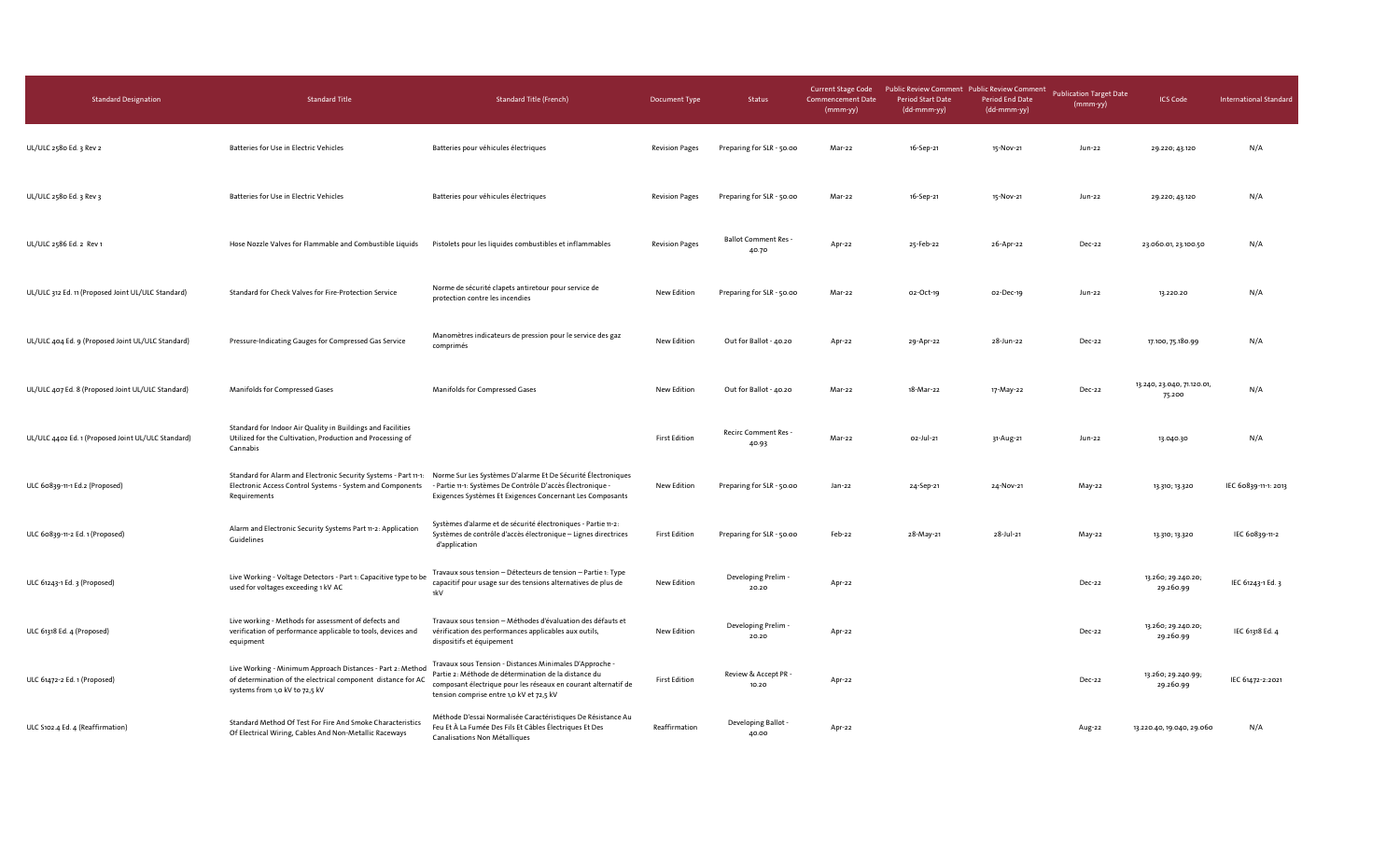| Standard Designation | Standard Title | Standard Title (French) | Document Type | Status | Current Stage Code Commencement Date (mmm-yy) | Public Review Comment Period Start Date (dd-mmm-yy) | Public Review Comment Period End Date (dd-mmm-yy) | Publication Target Date (mmm-yy) | ICS Code | International Standard |
|---|---|---|---|---|---|---|---|---|---|---|
| UL/ULC 2580 Ed. 3 Rev 2 | Batteries for Use in Electric Vehicles | Batteries pour véhicules électriques | Revision Pages | Preparing for SLR - 50.00 | Mar-22 | 16-Sep-21 | 15-Nov-21 | Jun-22 | 29.220; 43.120 | N/A |
| UL/ULC 2580 Ed. 3 Rev 3 | Batteries for Use in Electric Vehicles | Batteries pour véhicules électriques | Revision Pages | Preparing for SLR - 50.00 | Mar-22 | 16-Sep-21 | 15-Nov-21 | Jun-22 | 29.220; 43.120 | N/A |
| UL/ULC 2586 Ed. 2 Rev 1 | Hose Nozzle Valves for Flammable and Combustible Liquids | Pistolets pour les liquides combustibles et inflammables | Revision Pages | Ballot Comment Res - 40.70 | Apr-22 | 25-Feb-22 | 26-Apr-22 | Dec-22 | 23.060.01, 23.100.50 | N/A |
| UL/ULC 312 Ed. 11 (Proposed Joint UL/ULC Standard) | Standard for Check Valves for Fire-Protection Service | Norme de sécurité clapets antiretour pour service de protection contre les incendies | New Edition | Preparing for SLR - 50.00 | Mar-22 | 02-Oct-19 | 02-Dec-19 | Jun-22 | 13.220.20 | N/A |
| UL/ULC 404 Ed. 9 (Proposed Joint UL/ULC Standard) | Pressure-Indicating Gauges for Compressed Gas Service | Manomètres indicateurs de pression pour le service des gaz comprimés | New Edition | Out for Ballot - 40.20 | Apr-22 | 29-Apr-22 | 28-Jun-22 | Dec-22 | 17.100, 75.180.99 | N/A |
| UL/ULC 407 Ed. 8 (Proposed Joint UL/ULC Standard) | Manifolds for Compressed Gases | Manifolds for Compressed Gases | New Edition | Out for Ballot - 40.20 | Mar-22 | 18-Mar-22 | 17-May-22 | Dec-22 | 13.240, 23.040, 71.120.01, 75.200 | N/A |
| UL/ULC 4402 Ed. 1 (Proposed Joint UL/ULC Standard) | Standard for Indoor Air Quality in Buildings and Facilities Utilized for the Cultivation, Production and Processing of Cannabis | | First Edition | Recirc Comment Res - 40.93 | Mar-22 | 02-Jul-21 | 31-Aug-21 | Jun-22 | 13.040.30 | N/A |
| ULC 60839-11-1 Ed.2 (Proposed) | Standard for Alarm and Electronic Security Systems - Part 11-1: Electronic Access Control Systems - System and Components Requirements | Norme Sur Les Systèmes D'alarme Et De Sécurité Électroniques - Partie 11-1: Systèmes De Contrôle D'accès Électronique - Exigences Systèmes Et Exigences Concernant Les Composants | New Edition | Preparing for SLR - 50.00 | Jan-22 | 24-Sep-21 | 24-Nov-21 | May-22 | 13.310; 13.320 | IEC 60839-11-1: 2013 |
| ULC 60839-11-2 Ed. 1 (Proposed) | Alarm and Electronic Security Systems Part 11-2: Application Guidelines | Systèmes d'alarme et de sécurité électroniques - Partie 11-2: Systèmes de contrôle d'accès électronique – Lignes directrices d'application | First Edition | Preparing for SLR - 50.00 | Feb-22 | 28-May-21 | 28-Jul-21 | May-22 | 13.310; 13.320 | IEC 60839-11-2 |
| ULC 61243-1 Ed. 3 (Proposed) | Live Working - Voltage Detectors - Part 1: Capacitive type to be used for voltages exceeding 1 kV AC | Travaux sous tension – Détecteurs de tension – Partie 1: Type capacitif pour usage sur des tensions alternatives de plus de 1kV | New Edition | Developing Prelim - 20.20 | Apr-22 | | | Dec-22 | 13.260; 29.240.20; 29.260.99 | IEC 61243-1 Ed. 3 |
| ULC 61318 Ed. 4 (Proposed) | Live working - Methods for assessment of defects and verification of performance applicable to tools, devices and equipment | Travaux sous tension – Méthodes d'évaluation des défauts et vérification des performances applicables aux outils, dispositifs et équipement | New Edition | Developing Prelim - 20.20 | Apr-22 | | | Dec-22 | 13.260; 29.240.20; 29.260.99 | IEC 61318 Ed. 4 |
| ULC 61472-2 Ed. 1 (Proposed) | Live Working - Minimum Approach Distances - Part 2: Method of determination of the electrical component distance for AC systems from 1,0 kV to 72,5 kV | Travaux sous Tension - Distances Minimales D'Approche - Partie 2: Méthode de détermination de la distance du composant électrique pour les réseaux en courant alternatif de tension comprise entre 1,0 kV et 72,5 kV | First Edition | Review & Accept PR - 10.20 | Apr-22 | | | Dec-22 | 13.260; 29.240.99; 29.260.99 | IEC 61472-2:2021 |
| ULC S102.4 Ed. 4 (Reaffirmation) | Standard Method Of Test For Fire And Smoke Characteristics Of Electrical Wiring, Cables And Non-Metallic Raceways | Méthode D'essai Normalisée Caractéristiques De Résistance Au Feu Et À La Fumée Des Fils Et Câbles Électriques Et Des Canalisations Non Métalliques | Reaffirmation | Developing Ballot - 40.00 | Apr-22 | | | Aug-22 | 13.220.40, 19.040, 29.060 | N/A |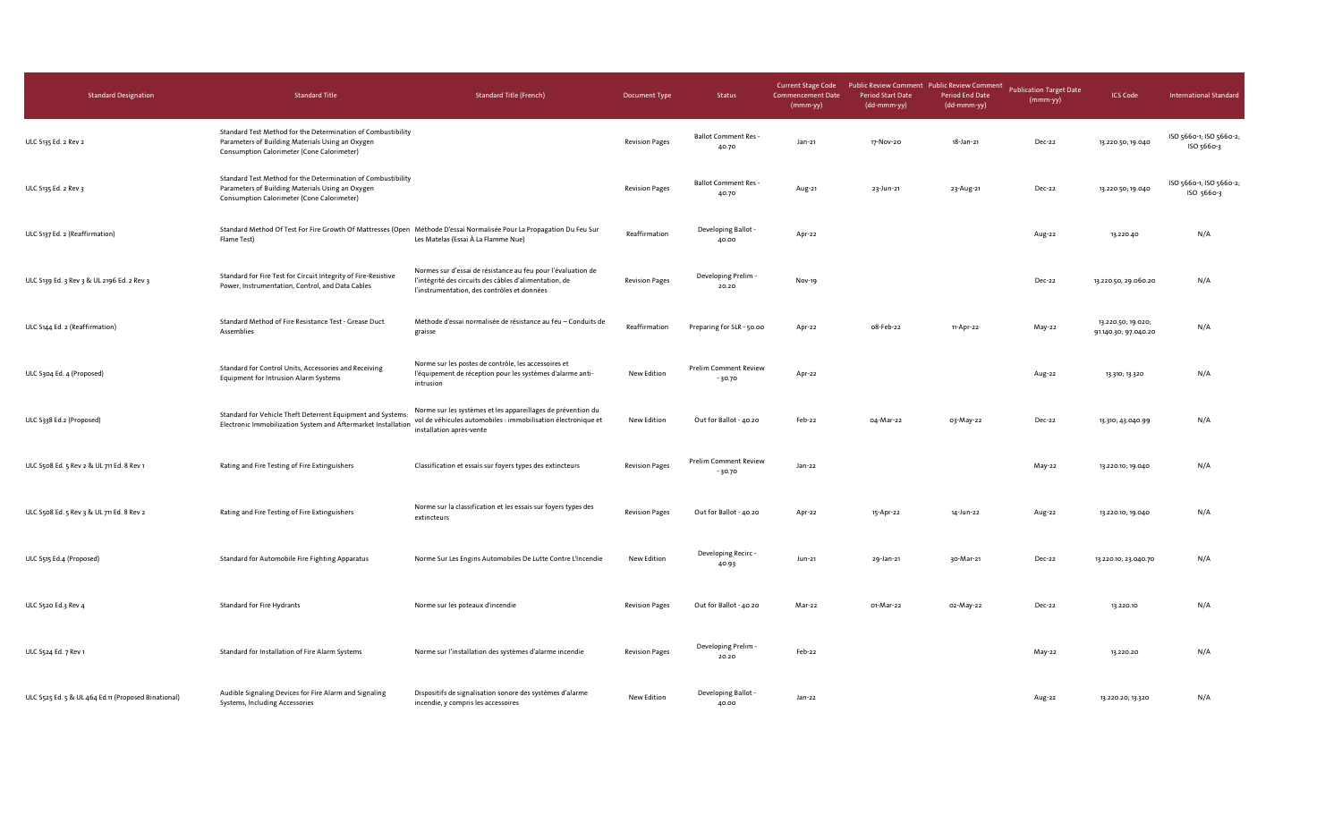| Standard Designation | Standard Title | Standard Title (French) | Document Type | Status | Current Stage Code Commencement Date (mmm-yy) | Public Review Comment Period Start Date (dd-mmm-yy) | Public Review Comment Period End Date (dd-mmm-yy) | Publication Target Date (mmm-yy) | ICS Code | International Standard |
|---|---|---|---|---|---|---|---|---|---|---|
| ULC S135 Ed. 2 Rev 2 | Standard Test Method for the Determination of Combustibility Parameters of Building Materials Using an Oxygen Consumption Calorimeter (Cone Calorimeter) | | Revision Pages | Ballot Comment Res - 40.70 | Jan-21 | 17-Nov-20 | 18-Jan-21 | Dec-22 | 13.220.50; 19.040 | ISO 5660-1; ISO 5660-2; ISO 5660-3 |
| ULC S135 Ed. 2 Rev 3 | Standard Test Method for the Determination of Combustibility Parameters of Building Materials Using an Oxygen Consumption Calorimeter (Cone Calorimeter) | | Revision Pages | Ballot Comment Res - 40.70 | Aug-21 | 23-Jun-21 | 23-Aug-21 | Dec-22 | 13.220.50; 19.040 | ISO 5660-1; ISO 5660-2; ISO 5660-3 |
| ULC S137 Ed. 2 (Reaffirmation) | Standard Method Of Test For Fire Growth Of Mattresses (Open Flame Test) | Méthode D'essai Normalisée Pour La Propagation Du Feu Sur Les Matelas (Essai À La Flamme Nue) | Reaffirmation | Developing Ballot - 40.00 | Apr-22 | | | Aug-22 | 13.220.40 | N/A |
| ULC S139 Ed. 3 Rev 3 & UL 2196 Ed. 2 Rev 3 | Standard for Fire Test for Circuit Integrity of Fire-Resistive Power, Instrumentation, Control, and Data Cables | Normes sur d'essai de résistance au feu pour l'évaluation de l'intégrité des circuits des câbles d'alimentation, de l'instrumentation, des contrôles et données | Revision Pages | Developing Prelim - 20.20 | Nov-19 | | | Dec-22 | 13.220.50, 29.060.20 | N/A |
| ULC S144 Ed. 2 (Reaffirmation) | Standard Method of Fire Resistance Test - Grease Duct Assemblies | Méthode d'essai normalisée de résistance au feu – Conduits de graisse | Reaffirmation | Preparing for SLR - 50.00 | Apr-22 | 08-Feb-22 | 11-Apr-22 | May-22 | 13.220.50; 19.020; 91.140.30; 97.040.20 | N/A |
| ULC S304 Ed. 4 (Proposed) | Standard for Control Units, Accessories and Receiving Equipment for Intrusion Alarm Systems | Norme sur les postes de contrôle, les accessoires et l'équipement de réception pour les systèmes d'alarme anti-intrusion | New Edition | Prelim Comment Review - 30.70 | Apr-22 | | | Aug-22 | 13.310; 13.320 | N/A |
| ULC S338 Ed.2 (Proposed) | Standard for Vehicle Theft Deterrent Equipment and Systems: Electronic Immobilization System and Aftermarket Installation | Norme sur les systèmes et les appareillages de prévention du vol de véhicules automobiles : immobilisation électronique et installation après-vente | New Edition | Out for Ballot - 40.20 | Feb-22 | 04-Mar-22 | 03-May-22 | Dec-22 | 13.310; 43.040.99 | N/A |
| ULC S508 Ed. 5 Rev 2 & UL 711 Ed. 8 Rev 1 | Rating and Fire Testing of Fire Extinguishers | Classification et essais sur foyers types des extincteurs | Revision Pages | Prelim Comment Review - 30.70 | Jan-22 | | | May-22 | 13.220.10; 19.040 | N/A |
| ULC S508 Ed. 5 Rev 3 & UL 711 Ed. 8 Rev 2 | Rating and Fire Testing of Fire Extinguishers | Norme sur la classification et les essais sur foyers types des extincteurs | Revision Pages | Out for Ballot - 40.20 | Apr-22 | 15-Apr-22 | 14-Jun-22 | Aug-22 | 13.220.10; 19.040 | N/A |
| ULC S515 Ed.4 (Proposed) | Standard for Automobile Fire Fighting Apparatus | Norme Sur Les Engins Automobiles De Lutte Contre L'Incendie | New Edition | Developing Recirc - 40.93 | Jun-21 | 29-Jan-21 | 30-Mar-21 | Dec-22 | 13.220.10; 23.040.70 | N/A |
| ULC S520 Ed.3 Rev 4 | Standard for Fire Hydrants | Norme sur les poteaux d'incendie | Revision Pages | Out for Ballot - 40.20 | Mar-22 | 01-Mar-22 | 02-May-22 | Dec-22 | 13.220.10 | N/A |
| ULC S524 Ed. 7 Rev 1 | Standard for Installation of Fire Alarm Systems | Norme sur l'installation des systèmes d'alarme incendie | Revision Pages | Developing Prelim - 20.20 | Feb-22 | | | May-22 | 13.220.20 | N/A |
| ULC S525 Ed. 5 & UL 464 Ed.11 (Proposed Binational) | Audible Signaling Devices for Fire Alarm and Signaling Systems, Including Accessories | Dispositifs de signalisation sonore des systèmes d'alarme incendie, y compris les accessoires | New Edition | Developing Ballot - 40.00 | Jan-22 | | | Aug-22 | 13.220.20; 13.320 | N/A |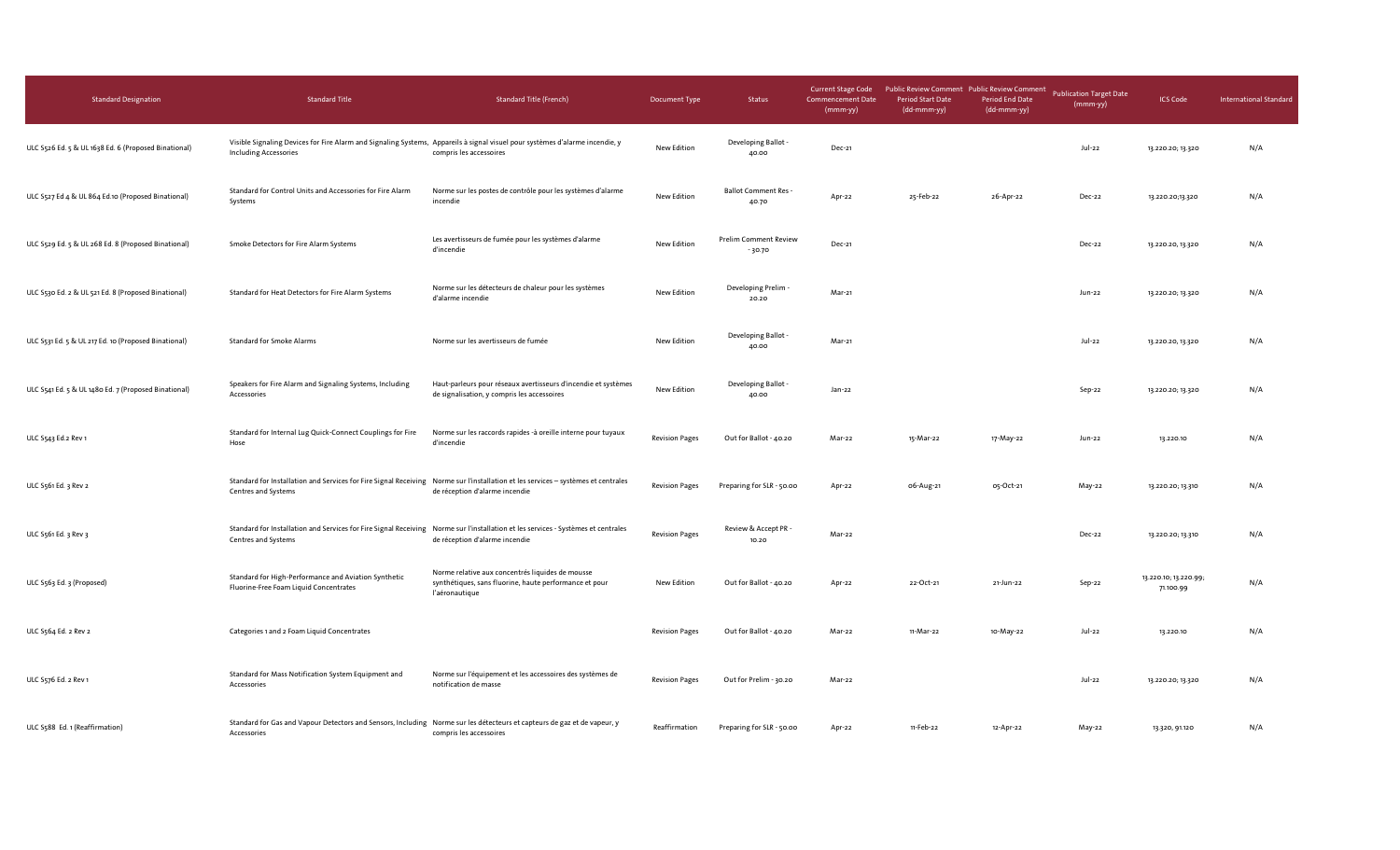| Standard Designation | Standard Title | Standard Title (French) | Document Type | Status | Current Stage Code Commencement Date (mmm-yy) | Public Review Comment Period Start Date (dd-mmm-yy) | Public Review Comment Period End Date (dd-mmm-yy) | Publication Target Date (mmm-yy) | ICS Code | International Standard |
|---|---|---|---|---|---|---|---|---|---|---|
| ULC S526 Ed. 5 & UL 1638 Ed. 6 (Proposed Binational) | Visible Signaling Devices for Fire Alarm and Signaling Systems, Including Accessories | Appareils à signal visuel pour systèmes d'alarme incendie, y compris les accessoires | New Edition | Developing Ballot - 40.00 | Dec-21 | | | Jul-22 | 13.220.20; 13.320 | N/A |
| ULC S527 Ed 4 & UL 864 Ed.10 (Proposed Binational) | Standard for Control Units and Accessories for Fire Alarm Systems | Norme sur les postes de contrôle pour les systèmes d'alarme incendie | New Edition | Ballot Comment Res - 40.70 | Apr-22 | 25-Feb-22 | 26-Apr-22 | Dec-22 | 13.220.20;13.320 | N/A |
| ULC S529 Ed. 5 & UL 268 Ed. 8 (Proposed Binational) | Smoke Detectors for Fire Alarm Systems | Les avertisseurs de fumée pour les systèmes d'alarme d'incendie | New Edition | Prelim Comment Review - 30.70 | Dec-21 | | | Dec-22 | 13.220.20, 13.320 | N/A |
| ULC S530 Ed. 2 & UL 521 Ed. 8 (Proposed Binational) | Standard for Heat Detectors for Fire Alarm Systems | Norme sur les détecteurs de chaleur pour les systèmes d'alarme incendie | New Edition | Developing Prelim - 20.20 | Mar-21 | | | Jun-22 | 13.220.20; 13.320 | N/A |
| ULC S531 Ed. 5 & UL 217 Ed. 10 (Proposed Binational) | Standard for Smoke Alarms | Norme sur les avertisseurs de fumée | New Edition | Developing Ballot - 40.00 | Mar-21 | | | Jul-22 | 13.220.20, 13.320 | N/A |
| ULC S541 Ed. 5 & UL 1480 Ed. 7 (Proposed Binational) | Speakers for Fire Alarm and Signaling Systems, Including Accessories | Haut-parleurs pour réseaux avertisseurs d'incendie et systèmes de signalisation, y compris les accessoires | New Edition | Developing Ballot - 40.00 | Jan-22 | | | Sep-22 | 13.220.20; 13.320 | N/A |
| ULC S543 Ed.2 Rev 1 | Standard for Internal Lug Quick-Connect Couplings for Fire Hose | Norme sur les raccords rapides -à oreille interne pour tuyaux d'incendie | Revision Pages | Out for Ballot - 40.20 | Mar-22 | 15-Mar-22 | 17-May-22 | Jun-22 | 13.220.10 | N/A |
| ULC S561 Ed. 3 Rev 2 | Standard for Installation and Services for Fire Signal Receiving Centres and Systems | Norme sur l'installation et les services – systèmes et centrales de réception d'alarme incendie | Revision Pages | Preparing for SLR - 50.00 | Apr-22 | 06-Aug-21 | 05-Oct-21 | May-22 | 13.220.20; 13.310 | N/A |
| ULC S561 Ed. 3 Rev 3 | Standard for Installation and Services for Fire Signal Receiving Centres and Systems | Norme sur l'installation et les services - Systèmes et centrales de réception d'alarme incendie | Revision Pages | Review & Accept PR - 10.20 | Mar-22 | | | Dec-22 | 13.220.20; 13.310 | N/A |
| ULC S563 Ed. 3 (Proposed) | Standard for High-Performance and Aviation Synthetic Fluorine-Free Foam Liquid Concentrates | Norme relative aux concentrés liquides de mousse synthétiques, sans fluorine, haute performance et pour l'aéronautique | New Edition | Out for Ballot - 40.20 | Apr-22 | 22-Oct-21 | 21-Jun-22 | Sep-22 | 13.220.10; 13.220.99; 71.100.99 | N/A |
| ULC S564 Ed. 2 Rev 2 | Categories 1 and 2 Foam Liquid Concentrates | | Revision Pages | Out for Ballot - 40.20 | Mar-22 | 11-Mar-22 | 10-May-22 | Jul-22 | 13.220.10 | N/A |
| ULC S576 Ed. 2 Rev 1 | Standard for Mass Notification System Equipment and Accessories | Norme sur l'équipement et les accessoires des systèmes de notification de masse | Revision Pages | Out for Prelim - 30.20 | Mar-22 | | | Jul-22 | 13.220.20; 13.320 | N/A |
| ULC S588 Ed. 1 (Reaffirmation) | Standard for Gas and Vapour Detectors and Sensors, Including Accessories | Norme sur les détecteurs et capteurs de gaz et de vapeur, y compris les accessoires | Reaffirmation | Preparing for SLR - 50.00 | Apr-22 | 11-Feb-22 | 12-Apr-22 | May-22 | 13.320, 91.120 | N/A |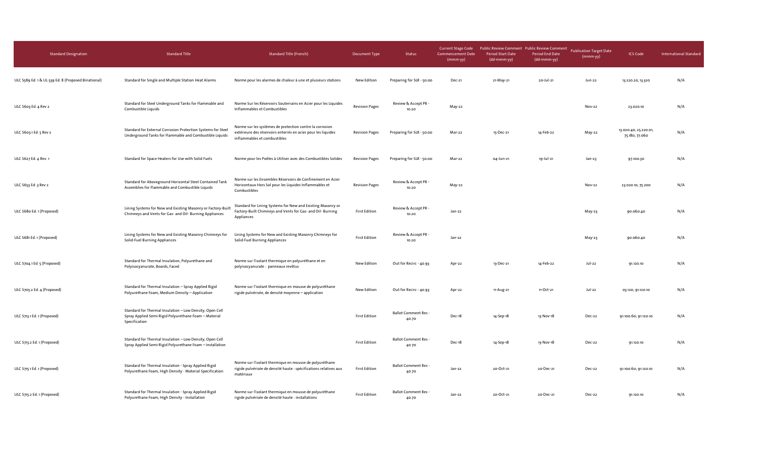| Standard Designation | Standard Title | Standard Title (French) | Document Type | Status | Current Stage Code Commencement Date (mmm-yy) | Public Review Comment Period Start Date (dd-mmm-yy) | Public Review Comment Period End Date (dd-mmm-yy) | Publication Target Date (mmm-yy) | ICS Code | International Standard |
|---|---|---|---|---|---|---|---|---|---|---|
| ULC S589 Ed. 1 & UL 539 Ed. 8 (Proposed Binational) | Standard for Single and Multiple Station Heat Alarms | Norme pour les alarmes de chaleur à une et plusieurs stations | New Edition | Preparing for SLR - 50.00 | Dec-21 | 21-May-21 | 20-Jul-21 | Jun-22 | 13.220.20, 13.320 | N/A |
| ULC S603 Ed. 4 Rev 2 | Standard for Steel Underground Tanks for Flammable and Combustible Liquids | Norme Sur les Réservoirs Souterrains en Acier pour les Liquides Inflammables et Combustibles | Revision Pages | Review & Accept PR - 10.20 | May-22 | | | Nov-22 | 23.020.10 | N/A |
| ULC S603.1 Ed. 5 Rev 2 | Standard for External Corrosion Protection Systems for Steel Underground Tanks for Flammable and Combustible Liquids | Norme sur les systèmes de protection contre la corrosion extérieure des réservoirs enterrés en acier pour les liquides inflammables et combustibles | Revision Pages | Preparing for SLR - 50.00 | Mar-22 | 15-Dec-21 | 14-Feb-22 | May-22 | 13.020.40, 25.220.01, 75.180, 77.060 | N/A |
| ULC S627 Ed. 4 Rev. 1 | Standard for Space Heaters for Use with Solid Fuels | Norme pour les Poêles à Utiliser avec des Combustibles Solides | Revision Pages | Preparing for SLR - 50.00 | Mar-22 | 04-Jun-21 | 19-Jul-21 | Jan-23 | 97.100.30 | N/A |
| ULC S653 Ed. 3 Rev 2 | Standard for Aboveground Horizontal Steel Contained Tank Assemblies for Flammable and Combustible Liquids | Norme sur les Ensembles Réservoirs de Confinement en Acier Horizontaux Hors Sol pour les Liquides Inflammables et Combustibles | Revision Pages | Review & Accept PR - 10.20 | May-22 | | | Nov-22 | 23.020.10, 75.200 | N/A |
| ULC S680 Ed. 1 (Proposed) | Lining Systems for New and Existing Masonry or Factory-Built Chimneys and Vents for Gas- and Oil- Burning Appliances | Standard for Lining Systems for New and Existing Masonry or Factory-Built Chimneys and Vents for Gas- and Oil- Burning Appliances | First Edition | Review & Accept PR - 10.20 | Jan-22 | | | May-23 | 90.060.40 | N/A |
| ULC S681 Ed. 1 (Proposed) | Lining Systems for New and Existing Masonry Chimneys for Solid-Fuel Burning Appliances | Lining Systems for New and Existing Masonry Chimneys for Solid-Fuel Burning Appliances | First Edition | Review & Accept PR - 10.20 | Jan-22 | | | May-23 | 90.060.40 | N/A |
| ULC S704.1 Ed. 5 (Proposed) | Standard for Thermal Insulation, Polyurethane and Polyisocyanurate, Boards, Faced | Norme sur l'isolant thermique en polyuréthane et en polyisocyanurate : panneaux revêtus | New Edition | Out for Recirc - 40.93 | Apr-22 | 13-Dec-21 | 14-Feb-22 | Jul-22 | 91.120.10 | N/A |
| ULC S705.2 Ed. 4 (Proposed) | Standard for Thermal Insulation – Spray Applied Rigid Polyurethane Foam, Medium Density – Application | Norme sur l'isolant thermique en mousse de polyuréthane rigide pulvérisée, de densité moyenne – application | New Edition | Out for Recirc - 40.93 | Apr-22 | 11-Aug-21 | 11-Oct-21 | Jul-22 | 03.120; 91.120.10 | N/A |
| ULC S713.1 Ed. 1 (Proposed) | Standard for Thermal Insulation – Low Density, Open Cell Spray Applied Semi-Rigid Polyurethane Foam – Material Specification | | First Edition | Ballot Comment Res - 40.70 | Dec-18 | 14-Sep-18 | 13-Nov-18 | Dec-22 | 91.100.60; 91.120.10 | N/A |
| ULC S713.2 Ed. 1 (Proposed) | Standard for Thermal Insulation – Low Density, Open Cell Spray Applied Semi-Rigid Polyurethane Foam – Installation | | First Edition | Ballot Comment Res - 40.70 | Dec-18 | 14-Sep-18 | 13-Nov-18 | Dec-22 | 91.120.10 | N/A |
| ULC S715.1 Ed. 1 (Proposed) | Standard for Thermal Insulation - Spray Applied Rigid Polyurethane Foam, High Density - Material Specification | Norme sur l'isolant thermique en mousse de polyuréthane rigide pulvérisée de densité haute : spécifications relatives aux matériaux | First Edition | Ballot Comment Res - 40.70 | Jan-22 | 20-Oct-21 | 20-Dec-21 | Dec-22 | 91.100.60; 91.120.10 | N/A |
| ULC S715.2 Ed. 1 (Proposed) | Standard for Thermal Insulation - Spray Applied Rigid Polyurethane Foam, High Density - Installation | Norme sur l'isolant thermique en mousse de polyuréthane rigide pulvérisée de densité haute : installations | First Edition | Ballot Comment Res - 40.70 | Jan-22 | 20-Oct-21 | 20-Dec-21 | Dec-22 | 91.120.10 | N/A |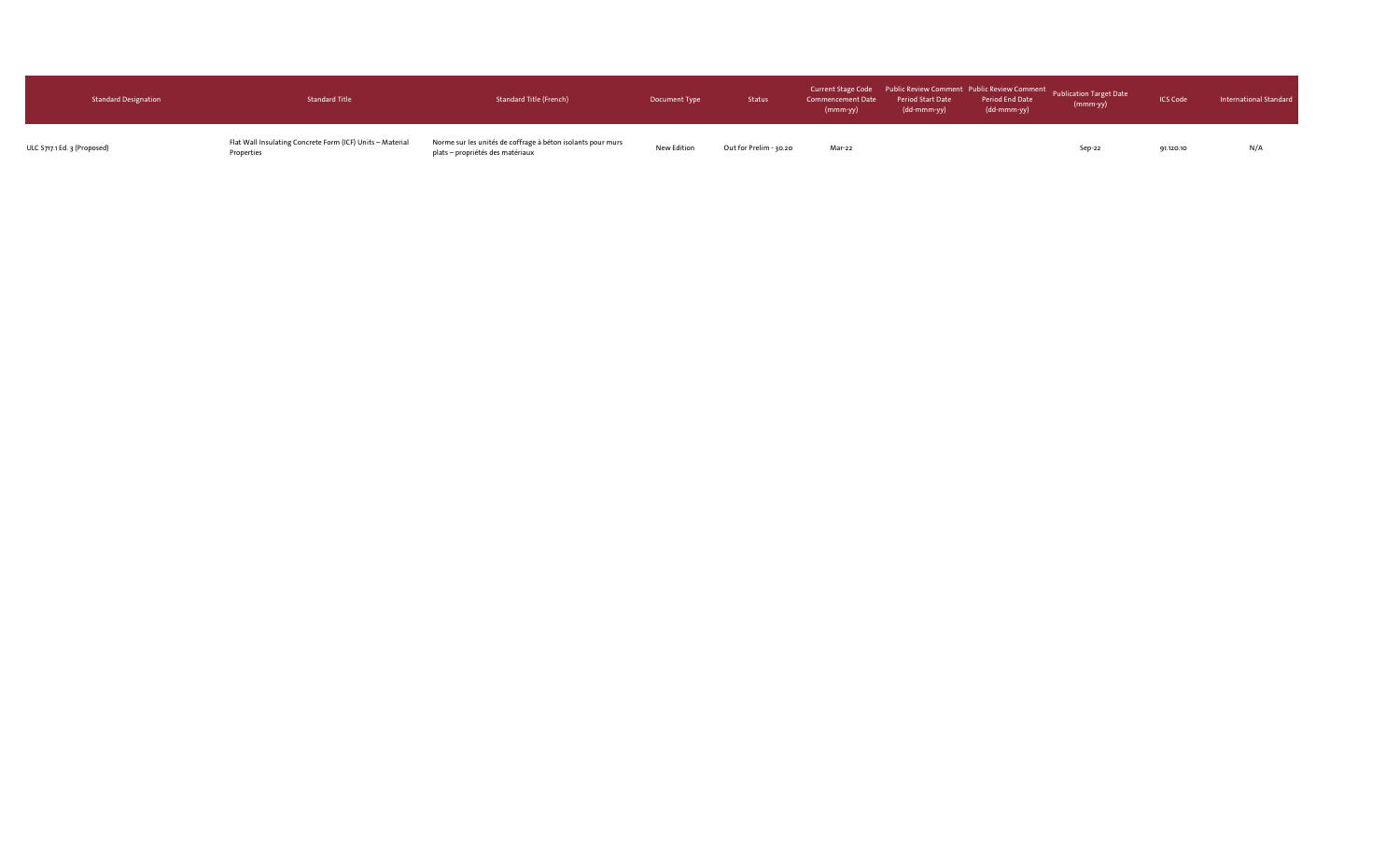| Standard Designation | Standard Title | Standard Title (French) | Document Type | Status | Current Stage Code Commencement Date (mmm-yy) | Public Review Comment Period Start Date (dd-mmm-yy) | Public Review Comment Period End Date (dd-mmm-yy) | Publication Target Date (mmm-yy) | ICS Code | International Standard |
|---|---|---|---|---|---|---|---|---|---|---|
| ULC S717.1 Ed. 3 (Proposed) | Flat Wall Insulating Concrete Form (ICF) Units – Material Properties | Norme sur les unités de coffrage à béton isolants pour murs plats – propriétés des matériaux | New Edition | Out for Prelim - 30.20 | Mar-22 | | | Sep-22 | 91.120.10 | N/A |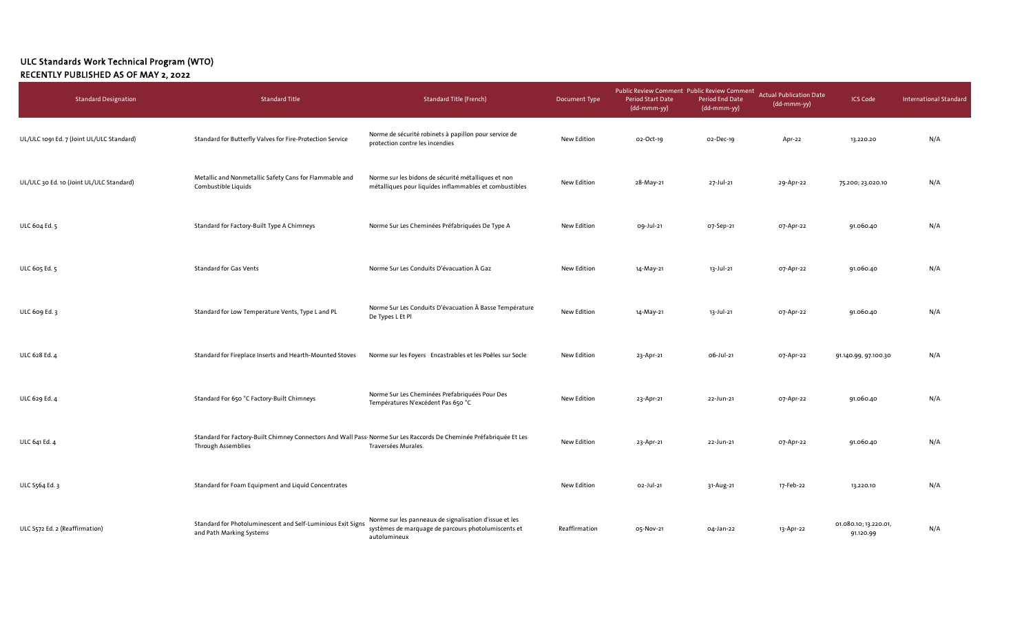## ULC Standards Work Technical Program (WTO)
## RECENTLY PUBLISHED AS OF MAY 2, 2022

| Standard Designation | Standard Title | Standard Title (French) | Document Type | Public Review Comment Period Start Date (dd-mmm-yy) | Public Review Comment Period End Date (dd-mmm-yy) | Actual Publication Date (dd-mmm-yy) | ICS Code | International Standard |
|---|---|---|---|---|---|---|---|---|
| UL/ULC 1091 Ed. 7 (Joint UL/ULC Standard) | Standard for Butterfly Valves for Fire-Protection Service | Norme de sécurité robinets à papillon pour service de protection contre les incendies | New Edition | 02-Oct-19 | 02-Dec-19 | Apr-22 | 13.220.20 | N/A |
| UL/ULC 30 Ed. 10 (Joint UL/ULC Standard) | Metallic and Nonmetallic Safety Cans for Flammable and Combustible Liquids | Norme sur les bidons de sécurité métalliques et non métalliques pour liquides inflammables et combustibles | New Edition | 28-May-21 | 27-Jul-21 | 29-Apr-22 | 75.200; 23.020.10 | N/A |
| ULC 604 Ed. 5 | Standard for Factory-Built Type A Chimneys | Norme Sur Les Cheminées Préfabriquées De Type A | New Edition | 09-Jul-21 | 07-Sep-21 | 07-Apr-22 | 91.060.40 | N/A |
| ULC 605 Ed. 5 | Standard for Gas Vents | Norme Sur Les Conduits D'évacuation À Gaz | New Edition | 14-May-21 | 13-Jul-21 | 07-Apr-22 | 91.060.40 | N/A |
| ULC 609 Ed. 3 | Standard for Low Temperature Vents, Type L and PL | Norme Sur Les Conduits D'évacuation À Basse Température De Types L Et Pl | New Edition | 14-May-21 | 13-Jul-21 | 07-Apr-22 | 91.060.40 | N/A |
| ULC 628 Ed. 4 | Standard for Fireplace Inserts and Hearth-Mounted Stoves | Norme sur les Foyers Encastrables et les Poêles sur Socle | New Edition | 23-Apr-21 | 06-Jul-21 | 07-Apr-22 | 91.140.99, 97.100.30 | N/A |
| ULC 629 Ed. 4 | Standard For 650 °C Factory-Built Chimneys | Norme Sur Les Cheminées Prefabriquées Pour Des Températures N'excédent Pas 650 °C | New Edition | 23-Apr-21 | 22-Jun-21 | 07-Apr-22 | 91.060.40 | N/A |
| ULC 641 Ed. 4 | Standard For Factory-Built Chimney Connectors And Wall Pass-Through Assemblies | Norme Sur Les Raccords De Cheminée Préfabriquée Et Les Traversées Murales | New Edition | 23-Apr-21 | 22-Jun-21 | 07-Apr-22 | 91.060.40 | N/A |
| ULC S564 Ed. 3 | Standard for Foam Equipment and Liquid Concentrates | | New Edition | 02-Jul-21 | 31-Aug-21 | 17-Feb-22 | 13.220.10 | N/A |
| ULC S572 Ed. 2 (Reaffirmation) | Standard for Photoluminescent and Self-Luminous Exit Signs and Path Marking Systems | Norme sur les panneaux de signalisation d'issue et les systèmes de marquage de parcours photolumiscents et autolumineux | Reaffirmation | 05-Nov-21 | 04-Jan-22 | 13-Apr-22 | 01.080.10; 13.220.01, 91.120.99 | N/A |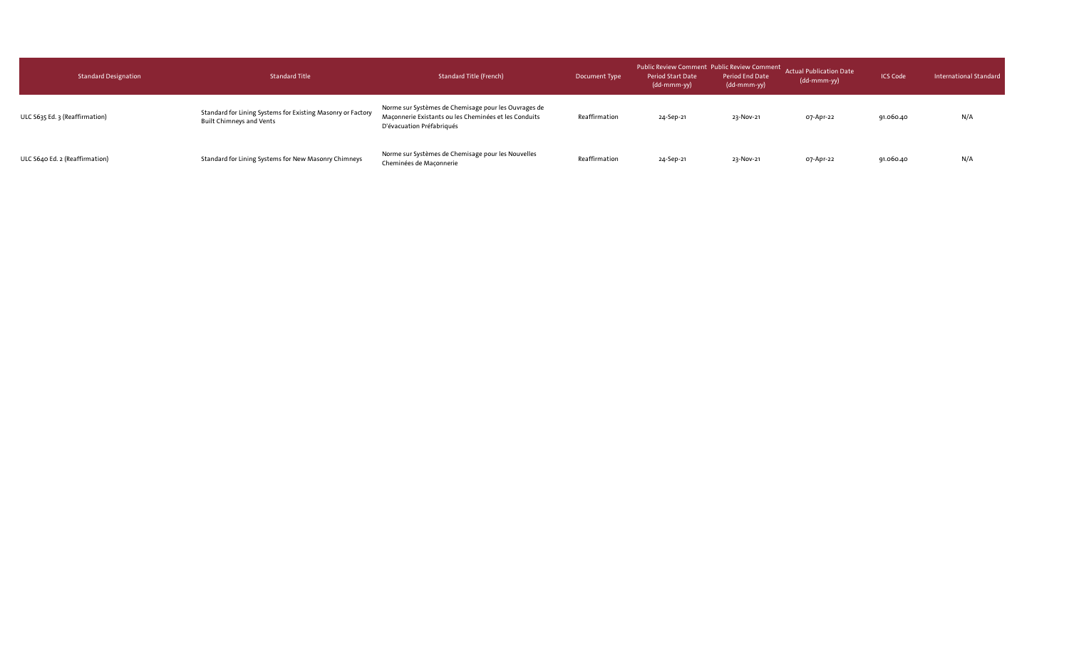| Standard Designation | Standard Title | Standard Title (French) | Document Type | Public Review Comment Period Start Date (dd-mmm-yy) | Public Review Comment Period End Date (dd-mmm-yy) | Actual Publication Date (dd-mmm-yy) | ICS Code | International Standard |
|---|---|---|---|---|---|---|---|---|
| ULC S635 Ed. 3 (Reaffirmation) | Standard for Lining Systems for Existing Masonry or Factory Built Chimneys and Vents | Norme sur Systèmes de Chemisage pour les Ouvrages de Maçonnerie Existants ou les Cheminées et les Conduits D'évacuation Préfabriqués | Reaffirmation | 24-Sep-21 | 23-Nov-21 | 07-Apr-22 | 91.060.40 | N/A |
| ULC S640 Ed. 2 (Reaffirmation) | Standard for Lining Systems for New Masonry Chimneys | Norme sur Systèmes de Chemisage pour les Nouvelles Cheminées de Maçonnerie | Reaffirmation | 24-Sep-21 | 23-Nov-21 | 07-Apr-22 | 91.060.40 | N/A |